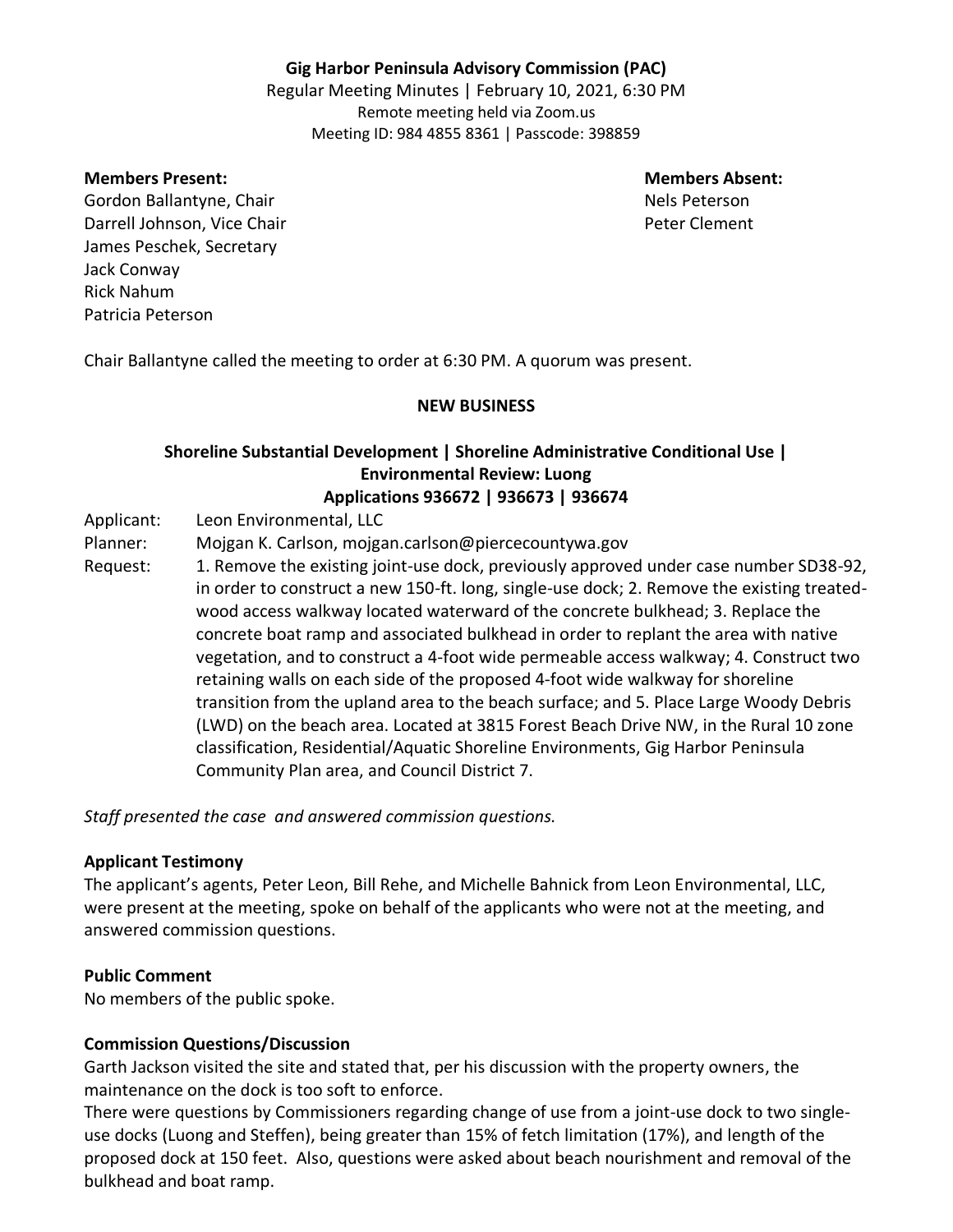**Gig Harbor Peninsula Advisory Commission (PAC)**

Regular Meeting Minutes | February 10, 2021, 6:30 PM

Remote meeting held via Zoom.us

Meeting ID: 984 4855 8361 | Passcode: 398859

**Members Present:**

Gordon Ballantyne, Chair
Darrell Johnson, Vice Chair
James Peschek, Secretary
Jack Conway
Rick Nahum
Patricia Peterson

**Members Absent:**

Nels Peterson
Peter Clement

Chair Ballantyne called the meeting to order at 6:30 PM. A quorum was present.

**NEW BUSINESS**

**Shoreline Substantial Development | Shoreline Administrative Conditional Use | Environmental Review: Luong**
**Applications 936672 | 936673 | 936674**

Applicant: Leon Environmental, LLC

Planner: Mojgan K. Carlson, mojgan.carlson@piercecountywa.gov

Request: 1. Remove the existing joint-use dock, previously approved under case number SD38-92, in order to construct a new 150-ft. long, single-use dock; 2. Remove the existing treated-wood access walkway located waterward of the concrete bulkhead; 3. Replace the concrete boat ramp and associated bulkhead in order to replant the area with native vegetation, and to construct a 4-foot wide permeable access walkway; 4. Construct two retaining walls on each side of the proposed 4-foot wide walkway for shoreline transition from the upland area to the beach surface; and 5. Place Large Woody Debris (LWD) on the beach area. Located at 3815 Forest Beach Drive NW, in the Rural 10 zone classification, Residential/Aquatic Shoreline Environments, Gig Harbor Peninsula Community Plan area, and Council District 7.

*Staff presented the case and answered commission questions.*

**Applicant Testimony**

The applicant's agents, Peter Leon, Bill Rehe, and Michelle Bahnick from Leon Environmental, LLC, were present at the meeting, spoke on behalf of the applicants who were not at the meeting, and answered commission questions.

**Public Comment**

No members of the public spoke.

**Commission Questions/Discussion**

Garth Jackson visited the site and stated that, per his discussion with the property owners, the maintenance on the dock is too soft to enforce.

There were questions by Commissioners regarding change of use from a joint-use dock to two single-use docks (Luong and Steffen), being greater than 15% of fetch limitation (17%), and length of the proposed dock at 150 feet. Also, questions were asked about beach nourishment and removal of the bulkhead and boat ramp.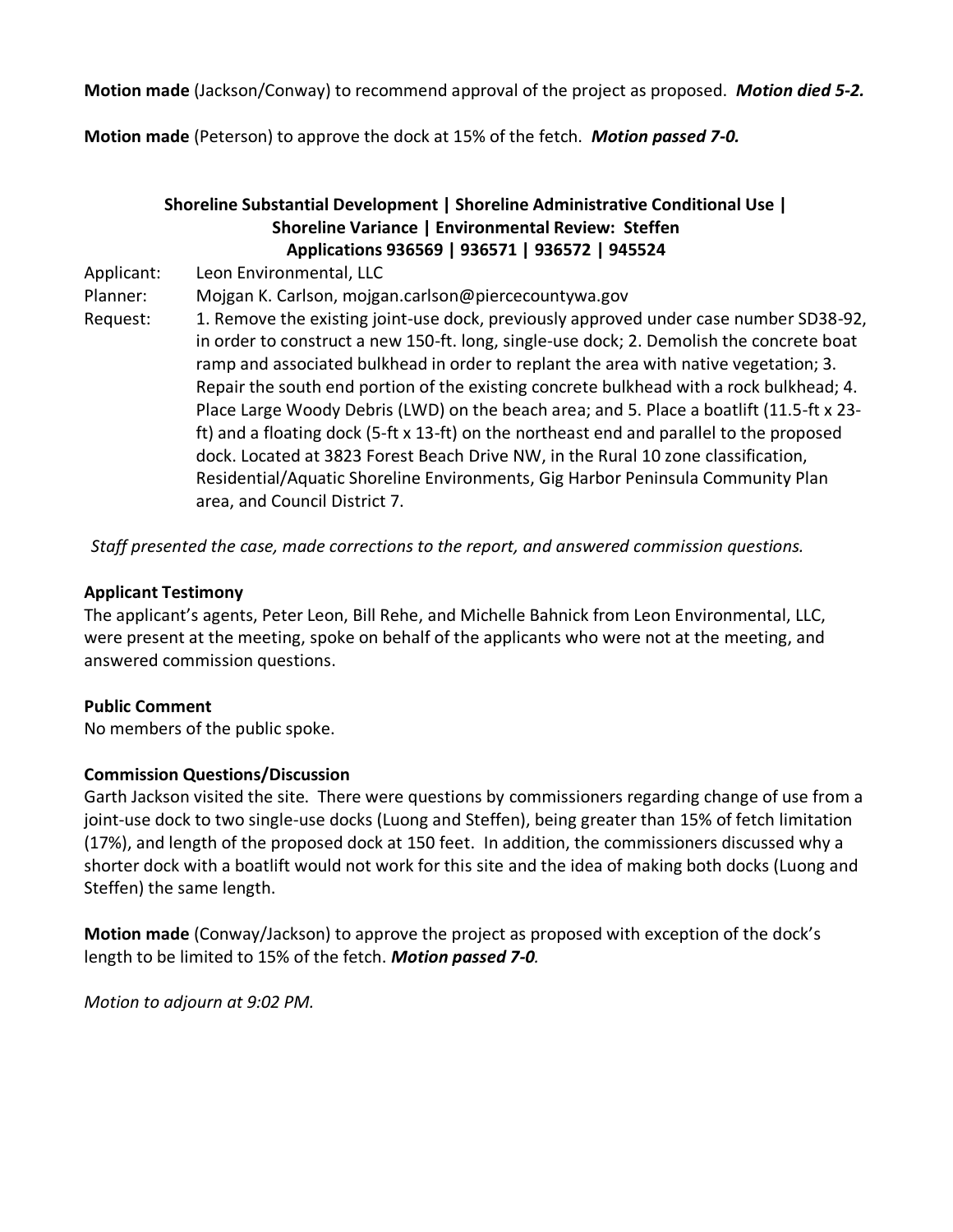**Motion made** (Jackson/Conway) to recommend approval of the project as proposed. ***Motion died 5-2.***

**Motion made** (Peterson) to approve the dock at 15% of the fetch. ***Motion passed 7-0.***

### Shoreline Substantial Development | Shoreline Administrative Conditional Use | Shoreline Variance | Environmental Review: Steffen
### Applications 936569 | 936571 | 936572 | 945524

Applicant: Leon Environmental, LLC

Planner: Mojgan K. Carlson, mojgan.carlson@piercecountywa.gov

Request: 1. Remove the existing joint-use dock, previously approved under case number SD38-92, in order to construct a new 150-ft. long, single-use dock; 2. Demolish the concrete boat ramp and associated bulkhead in order to replant the area with native vegetation; 3. Repair the south end portion of the existing concrete bulkhead with a rock bulkhead; 4. Place Large Woody Debris (LWD) on the beach area; and 5. Place a boatlift (11.5-ft x 23-ft) and a floating dock (5-ft x 13-ft) on the northeast end and parallel to the proposed dock. Located at 3823 Forest Beach Drive NW, in the Rural 10 zone classification, Residential/Aquatic Shoreline Environments, Gig Harbor Peninsula Community Plan area, and Council District 7.

*Staff presented the case, made corrections to the report, and answered commission questions.*

**Applicant Testimony**

The applicant's agents, Peter Leon, Bill Rehe, and Michelle Bahnick from Leon Environmental, LLC, were present at the meeting, spoke on behalf of the applicants who were not at the meeting, and answered commission questions.

**Public Comment**

No members of the public spoke.

**Commission Questions/Discussion**

Garth Jackson visited the site. There were questions by commissioners regarding change of use from a joint-use dock to two single-use docks (Luong and Steffen), being greater than 15% of fetch limitation (17%), and length of the proposed dock at 150 feet. In addition, the commissioners discussed why a shorter dock with a boatlift would not work for this site and the idea of making both docks (Luong and Steffen) the same length.

**Motion made** (Conway/Jackson) to approve the project as proposed with exception of the dock's length to be limited to 15% of the fetch. ***Motion passed 7-0***.

*Motion to adjourn at 9:02 PM.*